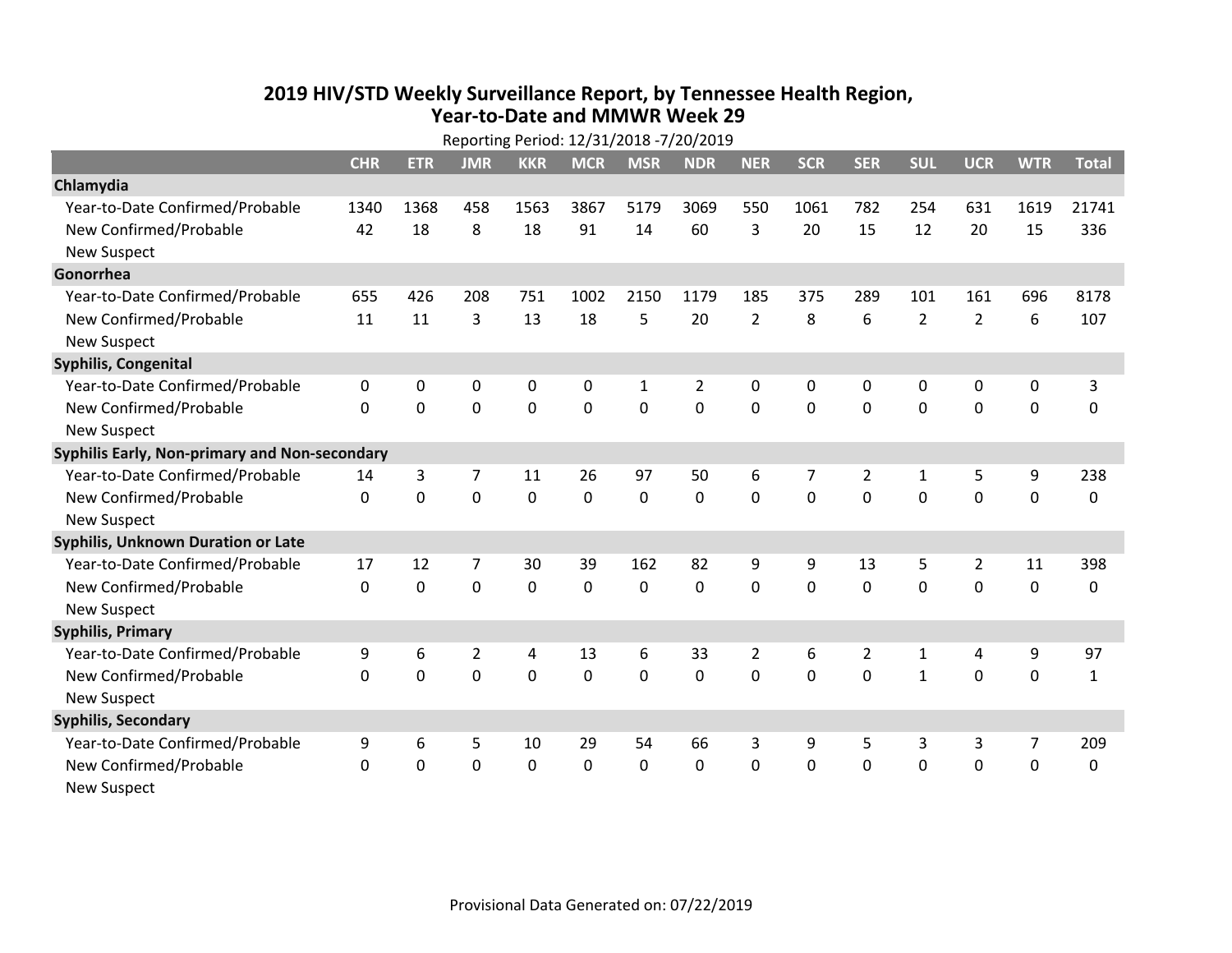# 2019 HIV/STD Weekly Surveillance Report, by Tennessee Health Region, Year-to-Date and MMWR Week 29

Reporting Period: 12/31/2018 -7/20/2019

| | CHR | ETR | JMR | KKR | MCR | MSR | NDR | NER | SCR | SER | SUL | UCR | WTR | Total |
|---|---|---|---|---|---|---|---|---|---|---|---|---|---|---|
| **Chlamydia** | | | | | | | | | | | | | | |
| Year-to-Date Confirmed/Probable | 1340 | 1368 | 458 | 1563 | 3867 | 5179 | 3069 | 550 | 1061 | 782 | 254 | 631 | 1619 | 21741 |
| New Confirmed/Probable | 42 | 18 | 8 | 18 | 91 | 14 | 60 | 3 | 20 | 15 | 12 | 20 | 15 | 336 |
| New Suspect | | | | | | | | | | | | | | |
| **Gonorrhea** | | | | | | | | | | | | | | |
| Year-to-Date Confirmed/Probable | 655 | 426 | 208 | 751 | 1002 | 2150 | 1179 | 185 | 375 | 289 | 101 | 161 | 696 | 8178 |
| New Confirmed/Probable | 11 | 11 | 3 | 13 | 18 | 5 | 20 | 2 | 8 | 6 | 2 | 2 | 6 | 107 |
| New Suspect | | | | | | | | | | | | | | |
| **Syphilis, Congenital** | | | | | | | | | | | | | | |
| Year-to-Date Confirmed/Probable | 0 | 0 | 0 | 0 | 0 | 1 | 2 | 0 | 0 | 0 | 0 | 0 | 0 | 3 |
| New Confirmed/Probable | 0 | 0 | 0 | 0 | 0 | 0 | 0 | 0 | 0 | 0 | 0 | 0 | 0 | 0 |
| New Suspect | | | | | | | | | | | | | | |
| **Syphilis Early, Non-primary and Non-secondary** | | | | | | | | | | | | | | |
| Year-to-Date Confirmed/Probable | 14 | 3 | 7 | 11 | 26 | 97 | 50 | 6 | 7 | 2 | 1 | 5 | 9 | 238 |
| New Confirmed/Probable | 0 | 0 | 0 | 0 | 0 | 0 | 0 | 0 | 0 | 0 | 0 | 0 | 0 | 0 |
| New Suspect | | | | | | | | | | | | | | |
| **Syphilis, Unknown Duration or Late** | | | | | | | | | | | | | | |
| Year-to-Date Confirmed/Probable | 17 | 12 | 7 | 30 | 39 | 162 | 82 | 9 | 9 | 13 | 5 | 2 | 11 | 398 |
| New Confirmed/Probable | 0 | 0 | 0 | 0 | 0 | 0 | 0 | 0 | 0 | 0 | 0 | 0 | 0 | 0 |
| New Suspect | | | | | | | | | | | | | | |
| **Syphilis, Primary** | | | | | | | | | | | | | | |
| Year-to-Date Confirmed/Probable | 9 | 6 | 2 | 4 | 13 | 6 | 33 | 2 | 6 | 2 | 1 | 4 | 9 | 97 |
| New Confirmed/Probable | 0 | 0 | 0 | 0 | 0 | 0 | 0 | 0 | 0 | 0 | 1 | 0 | 0 | 1 |
| New Suspect | | | | | | | | | | | | | | |
| **Syphilis, Secondary** | | | | | | | | | | | | | | |
| Year-to-Date Confirmed/Probable | 9 | 6 | 5 | 10 | 29 | 54 | 66 | 3 | 9 | 5 | 3 | 3 | 7 | 209 |
| New Confirmed/Probable | 0 | 0 | 0 | 0 | 0 | 0 | 0 | 0 | 0 | 0 | 0 | 0 | 0 | 0 |
| New Suspect | | | | | | | | | | | | | | |

Provisional Data Generated on: 07/22/2019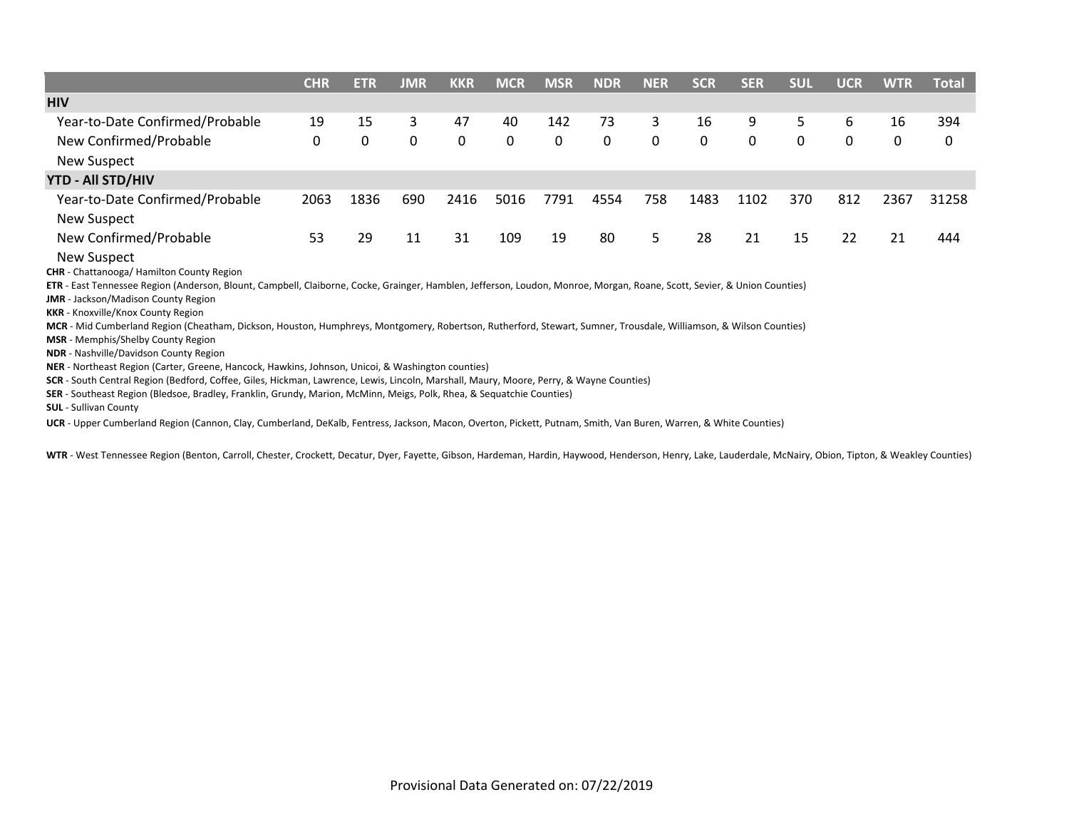| | CHR | ETR | JMR | KKR | MCR | MSR | NDR | NER | SCR | SER | SUL | UCR | WTR | Total |
|---|---|---|---|---|---|---|---|---|---|---|---|---|---|---|
| **HIV** | | | | | | | | | | | | | | |
| Year-to-Date Confirmed/Probable | 19 | 15 | 3 | 47 | 40 | 142 | 73 | 3 | 16 | 9 | 5 | 6 | 16 | 394 |
| New Confirmed/Probable | 0 | 0 | 0 | 0 | 0 | 0 | 0 | 0 | 0 | 0 | 0 | 0 | 0 | 0 |
| New Suspect | | | | | | | | | | | | | | |
| **YTD - All STD/HIV** | | | | | | | | | | | | | | |
| Year-to-Date Confirmed/Probable | 2063 | 1836 | 690 | 2416 | 5016 | 7791 | 4554 | 758 | 1483 | 1102 | 370 | 812 | 2367 | 31258 |
| New Suspect | | | | | | | | | | | | | | |
| New Confirmed/Probable | 53 | 29 | 11 | 31 | 109 | 19 | 80 | 5 | 28 | 21 | 15 | 22 | 21 | 444 |
| New Suspect | | | | | | | | | | | | | | |

**CHR** - Chattanooga/ Hamilton County Region

**ETR** - East Tennessee Region (Anderson, Blount, Campbell, Claiborne, Cocke, Grainger, Hamblen, Jefferson, Loudon, Monroe, Morgan, Roane, Scott, Sevier, & Union Counties)

**JMR** - Jackson/Madison County Region

**KKR** - Knoxville/Knox County Region

**MCR** - Mid Cumberland Region (Cheatham, Dickson, Houston, Humphreys, Montgomery, Robertson, Rutherford, Stewart, Sumner, Trousdale, Williamson, & Wilson Counties)

**MSR** - Memphis/Shelby County Region

**NDR** - Nashville/Davidson County Region

**NER** - Northeast Region (Carter, Greene, Hancock, Hawkins, Johnson, Unicoi, & Washington counties)

**SCR** - South Central Region (Bedford, Coffee, Giles, Hickman, Lawrence, Lewis, Lincoln, Marshall, Maury, Moore, Perry, & Wayne Counties)

**SER** - Southeast Region (Bledsoe, Bradley, Franklin, Grundy, Marion, McMinn, Meigs, Polk, Rhea, & Sequatchie Counties)

**SUL** - Sullivan County

**UCR** - Upper Cumberland Region (Cannon, Clay, Cumberland, DeKalb, Fentress, Jackson, Macon, Overton, Pickett, Putnam, Smith, Van Buren, Warren, & White Counties)

**WTR** - West Tennessee Region (Benton, Carroll, Chester, Crockett, Decatur, Dyer, Fayette, Gibson, Hardeman, Hardin, Haywood, Henderson, Henry, Lake, Lauderdale, McNairy, Obion, Tipton, & Weakley Counties)

Provisional Data Generated on: 07/22/2019